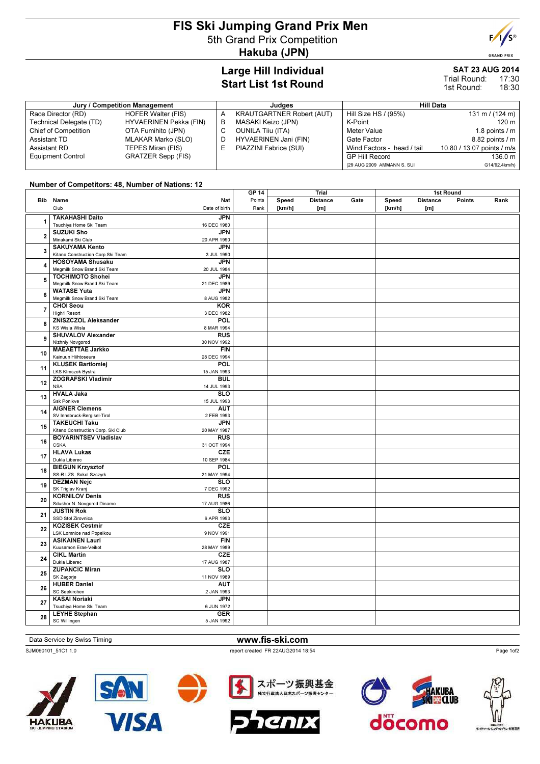# FIS Ski Jumping Grand Prix Men

## 5th Grand Prix Competition

## Hakuba (JPN)

## Large Hill Individual
## Start List 1st Round

**SAT 23 AUG 2014**
Trial Round: 17:30
1st Round: 18:30

| Jury / Competition Management | | Judges | | Hill Data | |
|---|---|---|---|---|---|
| Race Director (RD) | HOFER Walter (FIS) | A | KRAUTGARTNER Robert (AUT) | Hill Size HS / (95%) | 131 m / (124 m) |
| Technical Delegate (TD) | HYVAERINEN Pekka (FIN) | B | MASAKI Keizo (JPN) | K-Point | 120 m |
| Chief of Competition | OTA Fumihito (JPN) | C | OUNILA Tiiu (ITA) | Meter Value | 1.8 points / m |
| Assistant TD | MLAKAR Marko (SLO) | D | HYVAERINEN Jani (FIN) | Gate Factor | 8.82 points / m |
| Assistant RD | TEPES Miran (FIS) | E | PIAZZINI Fabrice (SUI) | Wind Factors - head / tail | 10.80 / 13.07 points / m/s |
| Equipment Control | GRATZER Sepp (FIS) | | | GP Hill Record | 136.0 m |
| | | | | (29 AUG 2009 AMMANN S. SUI | G14/92.4km/h) |

**Number of Competitors: 48, Number of Nations: 12**

| Bib | Name / Club | Nat / Date of birth | GP 14 Points / Rank | Trial Speed [km/h] | Trial Distance [m] | Trial Gate | 1st Round Speed [km/h] | 1st Round Distance [m] | 1st Round Points | 1st Round Rank |
|---|---|---|---|---|---|---|---|---|---|---|
| 1 | **TAKAHASHI Daito** Tsuchiya Home Ski Team | **JPN** 16 DEC 1980 | | | | | | | | |
| 2 | **SUZUKI Sho** Minakami Ski Club | **JPN** 20 APR 1990 | | | | | | | | |
| 3 | **SAKUYAMA Kento** Kitano Construction Corp.Ski Team | **JPN** 3 JUL 1990 | | | | | | | | |
| 4 | **HOSOYAMA Shusaku** Megmilk Snow Brand Ski Team | **JPN** 20 JUL 1984 | | | | | | | | |
| 5 | **TOCHIMOTO Shohei** Megmilk Snow Brand Ski Team | **JPN** 21 DEC 1989 | | | | | | | | |
| 6 | **WATASE Yuta** Megmilk Snow Brand Ski Team | **JPN** 8 AUG 1982 | | | | | | | | |
| 7 | **CHOI Seou** High1 Resort | **KOR** 3 DEC 1982 | | | | | | | | |
| 8 | **ZNISZCZOL Aleksander** KS Wisla Wisla | **POL** 8 MAR 1994 | | | | | | | | |
| 9 | **SHUVALOV Alexander** Nizhniy Novgorod | **RUS** 30 NOV 1992 | | | | | | | | |
| 10 | **MAEAETTAE Jarkko** Kainuun Hiihtoseura | **FIN** 28 DEC 1994 | | | | | | | | |
| 11 | **KLUSEK Bartlomiej** LKS Klmczok Bystra | **POL** 15 JAN 1993 | | | | | | | | |
| 12 | **ZOGRAFSKI Vladimir** NSA | **BUL** 14 JUL 1993 | | | | | | | | |
| 13 | **HVALA Jaka** Ssk Ponikve | **SLO** 15 JUL 1993 | | | | | | | | |
| 14 | **AIGNER Clemens** SV Innsbruck-Bergisel-Tirol | **AUT** 2 FEB 1993 | | | | | | | | |
| 15 | **TAKEUCHI Taku** Kitano Construction Corp. Ski Club | **JPN** 20 MAY 1987 | | | | | | | | |
| 16 | **BOYARINTSEV Vladislav** CSKA | **RUS** 31 OCT 1994 | | | | | | | | |
| 17 | **HLAVA Lukas** Dukla Liberec | **CZE** 10 SEP 1984 | | | | | | | | |
| 18 | **BIEGUN Krzysztof** SS-R LZS Sokol Szczyrk | **POL** 21 MAY 1994 | | | | | | | | |
| 19 | **DEZMAN Nejc** SK Triglav Kranj | **SLO** 7 DEC 1992 | | | | | | | | |
| 20 | **KORNILOV Denis** Sdushor N. Novgorod Dinamo | **RUS** 17 AUG 1986 | | | | | | | | |
| 21 | **JUSTIN Rok** SSD Stol Zirovnica | **SLO** 6 APR 1993 | | | | | | | | |
| 22 | **KOZISEK Cestmir** LSK Lomnice nad Popelkou | **CZE** 9 NOV 1991 | | | | | | | | |
| 23 | **ASIKAINEN Lauri** Kuusamon Erae-Veikot | **FIN** 28 MAY 1989 | | | | | | | | |
| 24 | **CIKL Martin** Dukla Liberec | **CZE** 17 AUG 1987 | | | | | | | | |
| 25 | **ZUPANCIC Miran** SK Zagorje | **SLO** 11 NOV 1989 | | | | | | | | |
| 26 | **HUBER Daniel** SC Seekirchen | **AUT** 2 JAN 1993 | | | | | | | | |
| 27 | **KASAI Noriaki** Tsuchiya Home Ski Team | **JPN** 6 JUN 1972 | | | | | | | | |
| 28 | **LEYHE Stephan** SC Willingen | **GER** 5 JAN 1992 | | | | | | | | |

Data Service by Swiss Timing

www.fis-ski.com

SJM090101_51C1 1.0 report created FR 22AUG2014 18:54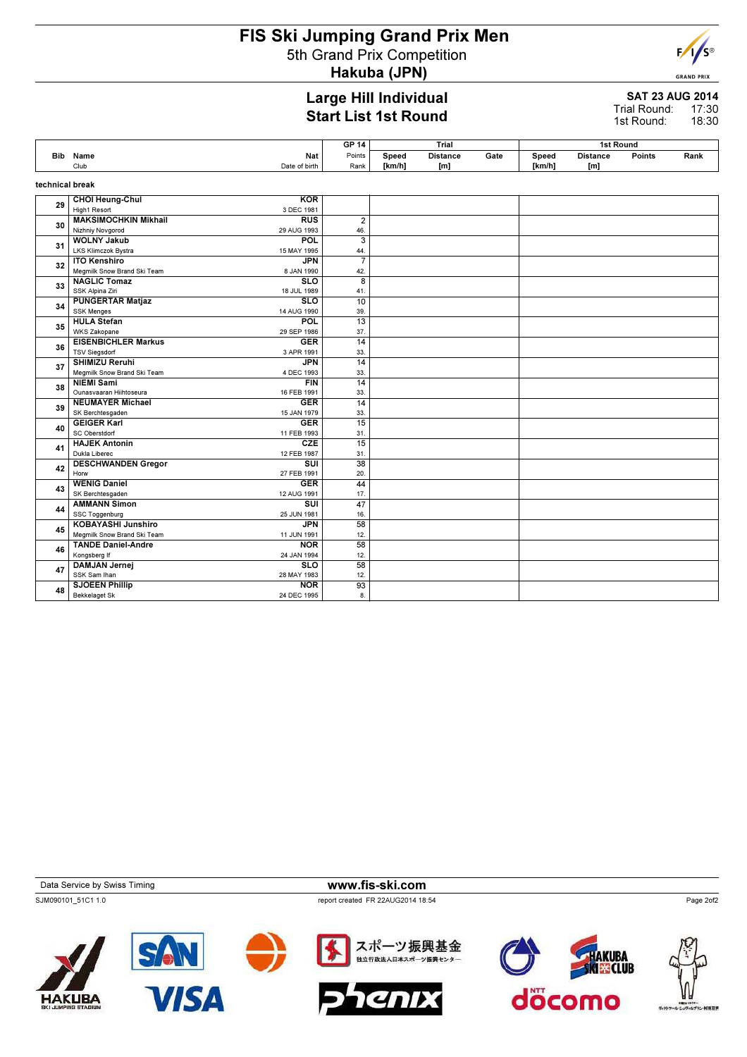# FIS Ski Jumping Grand Prix Men

## 5th Grand Prix Competition

## Hakuba (JPN)

### Large Hill Individual
### Start List 1st Round

**SAT 23 AUG 2014**
Trial Round: 17:30
1st Round: 18:30

| Bib | Name / Club | Nat / Date of birth | GP 14 Points / Rank | Trial Speed [km/h] | Trial Distance [m] | Trial Gate | 1st Round Speed [km/h] | 1st Round Distance [m] | 1st Round Points | 1st Round Rank |
|---|---|---|---|---|---|---|---|---|---|---|
| technical break | | | | | | | | | | |
| 29 | **CHOI Heung-Chul** High1 Resort | **KOR** 3 DEC 1981 | | | | | | | | |
| 30 | **MAKSIMOCHKIN Mikhail** Nizhniy Novgorod | **RUS** 29 AUG 1993 | 2 46. | | | | | | | |
| 31 | **WOLNY Jakub** LKS Klimczok Bystra | **POL** 15 MAY 1995 | 3 44. | | | | | | | |
| 32 | **ITO Kenshiro** Megmilk Snow Brand Ski Team | **JPN** 8 JAN 1990 | 7 42. | | | | | | | |
| 33 | **NAGLIC Tomaz** SSK Alpina Ziri | **SLO** 18 JUL 1989 | 8 41. | | | | | | | |
| 34 | **PUNGERTAR Matjaz** SSK Menges | **SLO** 14 AUG 1990 | 10 39. | | | | | | | |
| 35 | **HULA Stefan** WKS Zakopane | **POL** 29 SEP 1986 | 13 37. | | | | | | | |
| 36 | **EISENBICHLER Markus** TSV Siegsdorf | **GER** 3 APR 1991 | 14 33. | | | | | | | |
| 37 | **SHIMIZU Reruhi** Megmilk Snow Brand Ski Team | **JPN** 4 DEC 1993 | 14 33. | | | | | | | |
| 38 | **NIEMI Sami** Ounasvaaran Hiihtoseura | **FIN** 16 FEB 1991 | 14 33. | | | | | | | |
| 39 | **NEUMAYER Michael** SK Berchtesgaden | **GER** 15 JAN 1979 | 14 33. | | | | | | | |
| 40 | **GEIGER Karl** SC Oberstdorf | **GER** 11 FEB 1993 | 15 31. | | | | | | | |
| 41 | **HAJEK Antonin** Dukla Liberec | **CZE** 12 FEB 1987 | 15 31. | | | | | | | |
| 42 | **DESCHWANDEN Gregor** Horw | **SUI** 27 FEB 1991 | 38 20. | | | | | | | |
| 43 | **WENIG Daniel** SK Berchtesgaden | **GER** 12 AUG 1991 | 44 17. | | | | | | | |
| 44 | **AMMANN Simon** SSC Toggenburg | **SUI** 25 JUN 1981 | 47 16. | | | | | | | |
| 45 | **KOBAYASHI Junshiro** Megmilk Snow Brand Ski Team | **JPN** 11 JUN 1991 | 58 12. | | | | | | | |
| 46 | **TANDE Daniel-Andre** Kongsberg If | **NOR** 24 JAN 1994 | 58 12. | | | | | | | |
| 47 | **DAMJAN Jernej** SSK Sam Ihan | **SLO** 28 MAY 1983 | 58 12. | | | | | | | |
| 48 | **SJOEEN Phillip** Bekkelaget Sk | **NOR** 24 DEC 1995 | 93 8. | | | | | | | |

Data Service by Swiss Timing

www.fis-ski.com

SJM090101_51C1 1.0 report created FR 22AUG2014 18:54